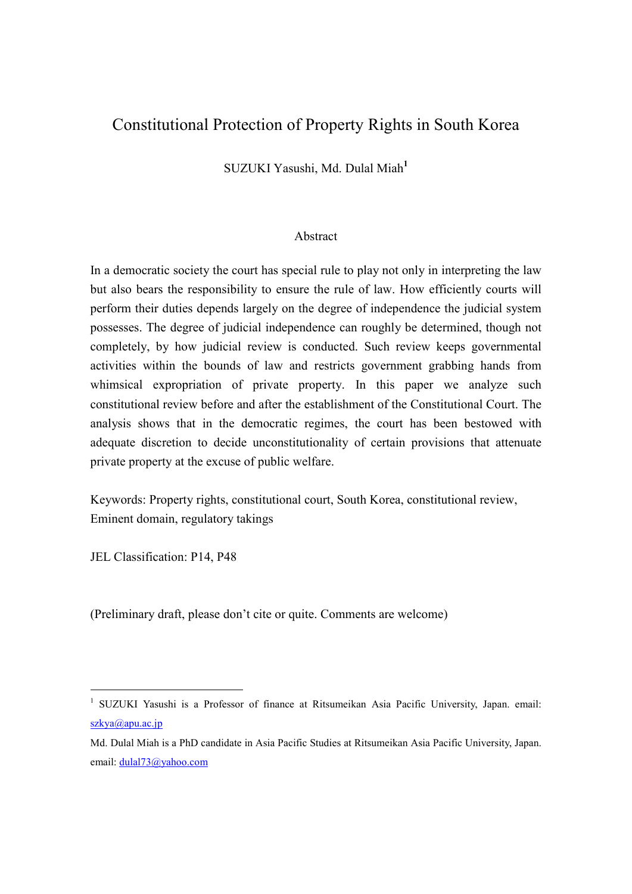# Constitutional Protection of Property Rights in South Korea

SUZUKI Yasushi, Md. Dulal Miah[1]

## Abstract

In a democratic society the court has special rule to play not only in interpreting the law but also bears the responsibility to ensure the rule of law. How efficiently courts will perform their duties depends largely on the degree of independence the judicial system possesses. The degree of judicial independence can roughly be determined, though not completely, by how judicial review is conducted. Such review keeps governmental activities within the bounds of law and restricts government grabbing hands from whimsical expropriation of private property. In this paper we analyze such constitutional review before and after the establishment of the Constitutional Court. The analysis shows that in the democratic regimes, the court has been bestowed with adequate discretion to decide unconstitutionality of certain provisions that attenuate private property at the excuse of public welfare.

Keywords: Property rights, constitutional court, South Korea, constitutional review, Eminent domain, regulatory takings

JEL Classification: P14, P48

(Preliminary draft, please don't cite or quite. Comments are welcome)

---

[1] SUZUKI Yasushi is a Professor of finance at Ritsumeikan Asia Pacific University, Japan. email: szkya@apu.ac.jp

Md. Dulal Miah is a PhD candidate in Asia Pacific Studies at Ritsumeikan Asia Pacific University, Japan. email: dulal73@yahoo.com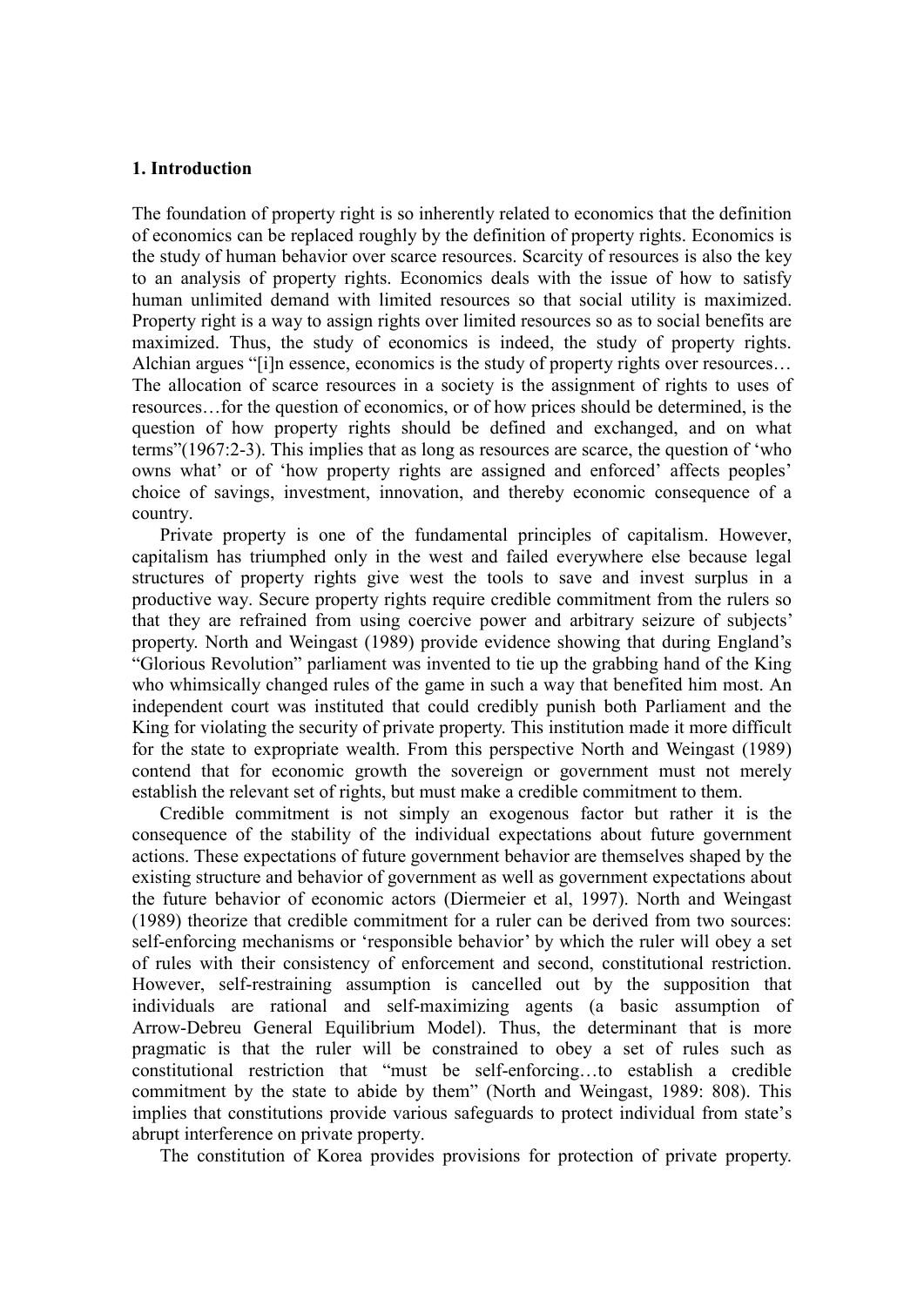### 1. Introduction

The foundation of property right is so inherently related to economics that the definition of economics can be replaced roughly by the definition of property rights. Economics is the study of human behavior over scarce resources. Scarcity of resources is also the key to an analysis of property rights. Economics deals with the issue of how to satisfy human unlimited demand with limited resources so that social utility is maximized. Property right is a way to assign rights over limited resources so as to social benefits are maximized. Thus, the study of economics is indeed, the study of property rights. Alchian argues "[i]n essence, economics is the study of property rights over resources… The allocation of scarce resources in a society is the assignment of rights to uses of resources…for the question of economics, or of how prices should be determined, is the question of how property rights should be defined and exchanged, and on what terms"(1967:2-3). This implies that as long as resources are scarce, the question of 'who owns what' or of 'how property rights are assigned and enforced' affects peoples' choice of savings, investment, innovation, and thereby economic consequence of a country.

Private property is one of the fundamental principles of capitalism. However, capitalism has triumphed only in the west and failed everywhere else because legal structures of property rights give west the tools to save and invest surplus in a productive way. Secure property rights require credible commitment from the rulers so that they are refrained from using coercive power and arbitrary seizure of subjects' property. North and Weingast (1989) provide evidence showing that during England's "Glorious Revolution" parliament was invented to tie up the grabbing hand of the King who whimsically changed rules of the game in such a way that benefited him most. An independent court was instituted that could credibly punish both Parliament and the King for violating the security of private property. This institution made it more difficult for the state to expropriate wealth. From this perspective North and Weingast (1989) contend that for economic growth the sovereign or government must not merely establish the relevant set of rights, but must make a credible commitment to them.

Credible commitment is not simply an exogenous factor but rather it is the consequence of the stability of the individual expectations about future government actions. These expectations of future government behavior are themselves shaped by the existing structure and behavior of government as well as government expectations about the future behavior of economic actors (Diermeier et al, 1997). North and Weingast (1989) theorize that credible commitment for a ruler can be derived from two sources: self-enforcing mechanisms or 'responsible behavior' by which the ruler will obey a set of rules with their consistency of enforcement and second, constitutional restriction. However, self-restraining assumption is cancelled out by the supposition that individuals are rational and self-maximizing agents (a basic assumption of Arrow-Debreu General Equilibrium Model). Thus, the determinant that is more pragmatic is that the ruler will be constrained to obey a set of rules such as constitutional restriction that "must be self-enforcing…to establish a credible commitment by the state to abide by them" (North and Weingast, 1989: 808). This implies that constitutions provide various safeguards to protect individual from state's abrupt interference on private property.

The constitution of Korea provides provisions for protection of private property.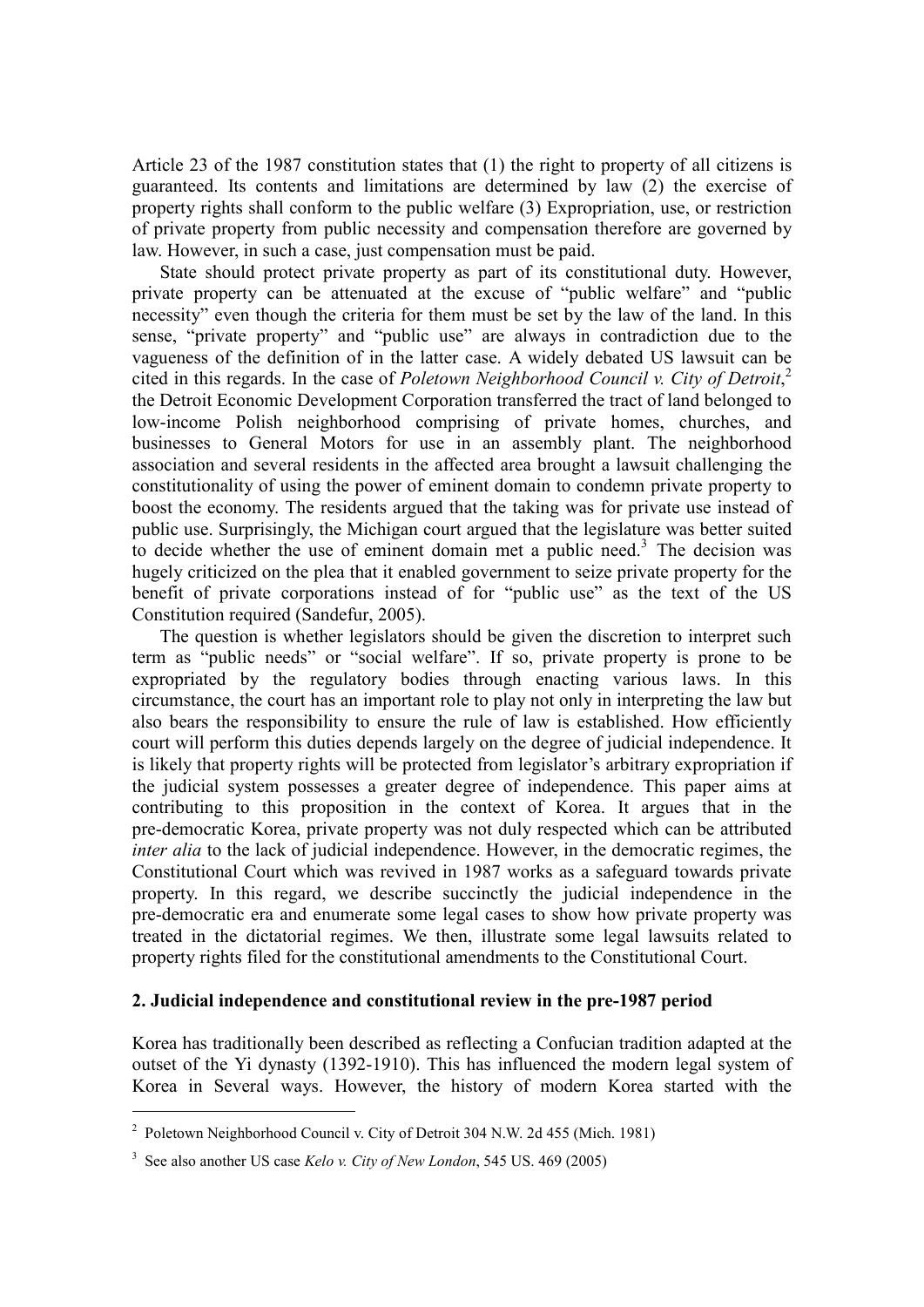Article 23 of the 1987 constitution states that (1) the right to property of all citizens is guaranteed. Its contents and limitations are determined by law (2) the exercise of property rights shall conform to the public welfare (3) Expropriation, use, or restriction of private property from public necessity and compensation therefore are governed by law. However, in such a case, just compensation must be paid.

State should protect private property as part of its constitutional duty. However, private property can be attenuated at the excuse of "public welfare" and "public necessity" even though the criteria for them must be set by the law of the land. In this sense, "private property" and "public use" are always in contradiction due to the vagueness of the definition of in the latter case. A widely debated US lawsuit can be cited in this regards. In the case of *Poletown Neighborhood Council v. City of Detroit*,[2] the Detroit Economic Development Corporation transferred the tract of land belonged to low-income Polish neighborhood comprising of private homes, churches, and businesses to General Motors for use in an assembly plant. The neighborhood association and several residents in the affected area brought a lawsuit challenging the constitutionality of using the power of eminent domain to condemn private property to boost the economy. The residents argued that the taking was for private use instead of public use. Surprisingly, the Michigan court argued that the legislature was better suited to decide whether the use of eminent domain met a public need.[3] The decision was hugely criticized on the plea that it enabled government to seize private property for the benefit of private corporations instead of for "public use" as the text of the US Constitution required (Sandefur, 2005).

The question is whether legislators should be given the discretion to interpret such term as "public needs" or "social welfare". If so, private property is prone to be expropriated by the regulatory bodies through enacting various laws. In this circumstance, the court has an important role to play not only in interpreting the law but also bears the responsibility to ensure the rule of law is established. How efficiently court will perform this duties depends largely on the degree of judicial independence. It is likely that property rights will be protected from legislator's arbitrary expropriation if the judicial system possesses a greater degree of independence. This paper aims at contributing to this proposition in the context of Korea. It argues that in the pre-democratic Korea, private property was not duly respected which can be attributed *inter alia* to the lack of judicial independence. However, in the democratic regimes, the Constitutional Court which was revived in 1987 works as a safeguard towards private property. In this regard, we describe succinctly the judicial independence in the pre-democratic era and enumerate some legal cases to show how private property was treated in the dictatorial regimes. We then, illustrate some legal lawsuits related to property rights filed for the constitutional amendments to the Constitutional Court.

## 2. Judicial independence and constitutional review in the pre-1987 period

Korea has traditionally been described as reflecting a Confucian tradition adapted at the outset of the Yi dynasty (1392-1910). This has influenced the modern legal system of Korea in Several ways. However, the history of modern Korea started with the

---

[2] Poletown Neighborhood Council v. City of Detroit 304 N.W. 2d 455 (Mich. 1981)

[3] See also another US case *Kelo v. City of New London*, 545 US. 469 (2005)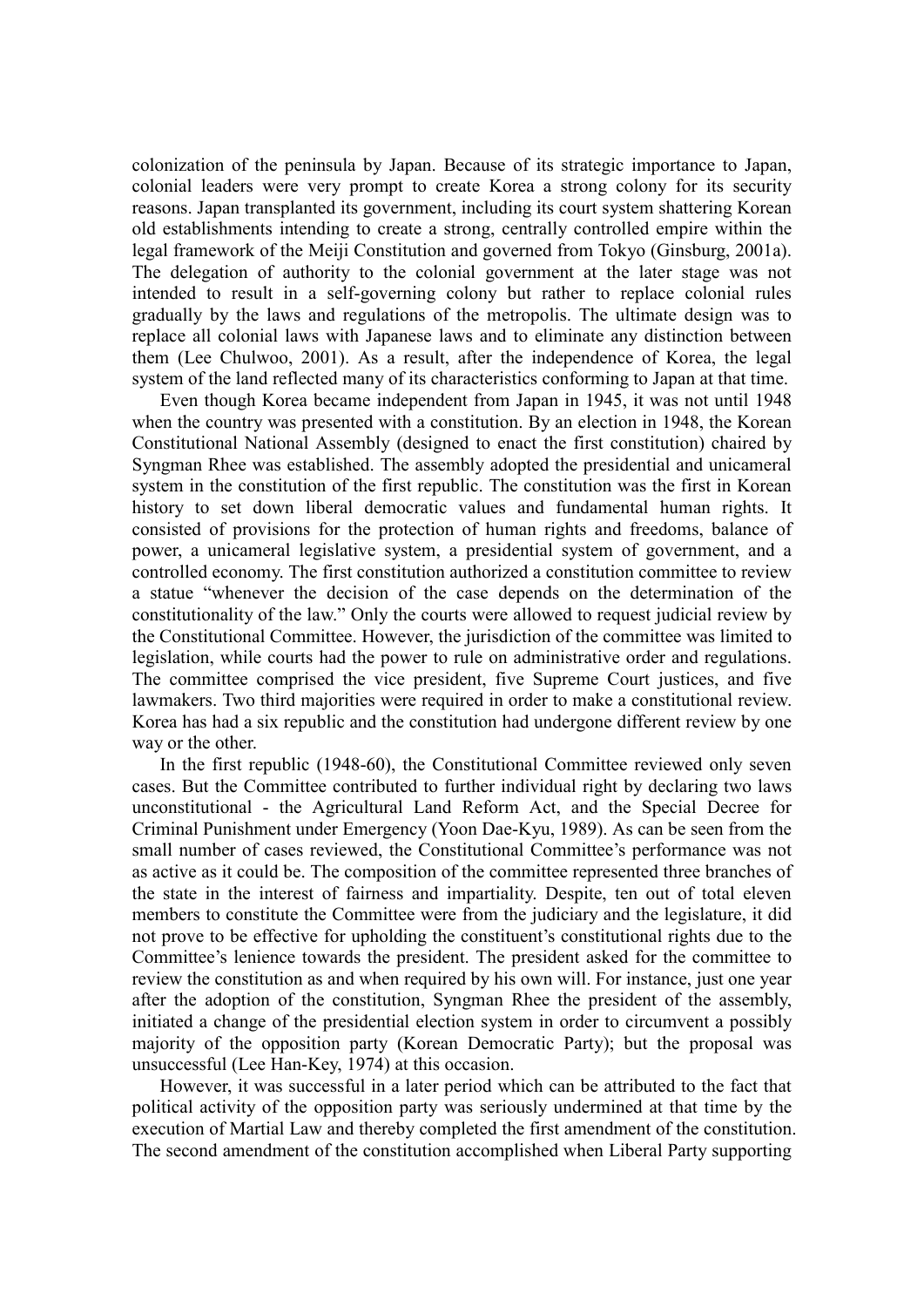colonization of the peninsula by Japan. Because of its strategic importance to Japan, colonial leaders were very prompt to create Korea a strong colony for its security reasons. Japan transplanted its government, including its court system shattering Korean old establishments intending to create a strong, centrally controlled empire within the legal framework of the Meiji Constitution and governed from Tokyo (Ginsburg, 2001a). The delegation of authority to the colonial government at the later stage was not intended to result in a self-governing colony but rather to replace colonial rules gradually by the laws and regulations of the metropolis. The ultimate design was to replace all colonial laws with Japanese laws and to eliminate any distinction between them (Lee Chulwoo, 2001). As a result, after the independence of Korea, the legal system of the land reflected many of its characteristics conforming to Japan at that time.

Even though Korea became independent from Japan in 1945, it was not until 1948 when the country was presented with a constitution. By an election in 1948, the Korean Constitutional National Assembly (designed to enact the first constitution) chaired by Syngman Rhee was established. The assembly adopted the presidential and unicameral system in the constitution of the first republic. The constitution was the first in Korean history to set down liberal democratic values and fundamental human rights. It consisted of provisions for the protection of human rights and freedoms, balance of power, a unicameral legislative system, a presidential system of government, and a controlled economy. The first constitution authorized a constitution committee to review a statue "whenever the decision of the case depends on the determination of the constitutionality of the law." Only the courts were allowed to request judicial review by the Constitutional Committee. However, the jurisdiction of the committee was limited to legislation, while courts had the power to rule on administrative order and regulations. The committee comprised the vice president, five Supreme Court justices, and five lawmakers. Two third majorities were required in order to make a constitutional review. Korea has had a six republic and the constitution had undergone different review by one way or the other.

In the first republic (1948-60), the Constitutional Committee reviewed only seven cases. But the Committee contributed to further individual right by declaring two laws unconstitutional - the Agricultural Land Reform Act, and the Special Decree for Criminal Punishment under Emergency (Yoon Dae-Kyu, 1989). As can be seen from the small number of cases reviewed, the Constitutional Committee's performance was not as active as it could be. The composition of the committee represented three branches of the state in the interest of fairness and impartiality. Despite, ten out of total eleven members to constitute the Committee were from the judiciary and the legislature, it did not prove to be effective for upholding the constituent's constitutional rights due to the Committee's lenience towards the president. The president asked for the committee to review the constitution as and when required by his own will. For instance, just one year after the adoption of the constitution, Syngman Rhee the president of the assembly, initiated a change of the presidential election system in order to circumvent a possibly majority of the opposition party (Korean Democratic Party); but the proposal was unsuccessful (Lee Han-Key, 1974) at this occasion.

However, it was successful in a later period which can be attributed to the fact that political activity of the opposition party was seriously undermined at that time by the execution of Martial Law and thereby completed the first amendment of the constitution. The second amendment of the constitution accomplished when Liberal Party supporting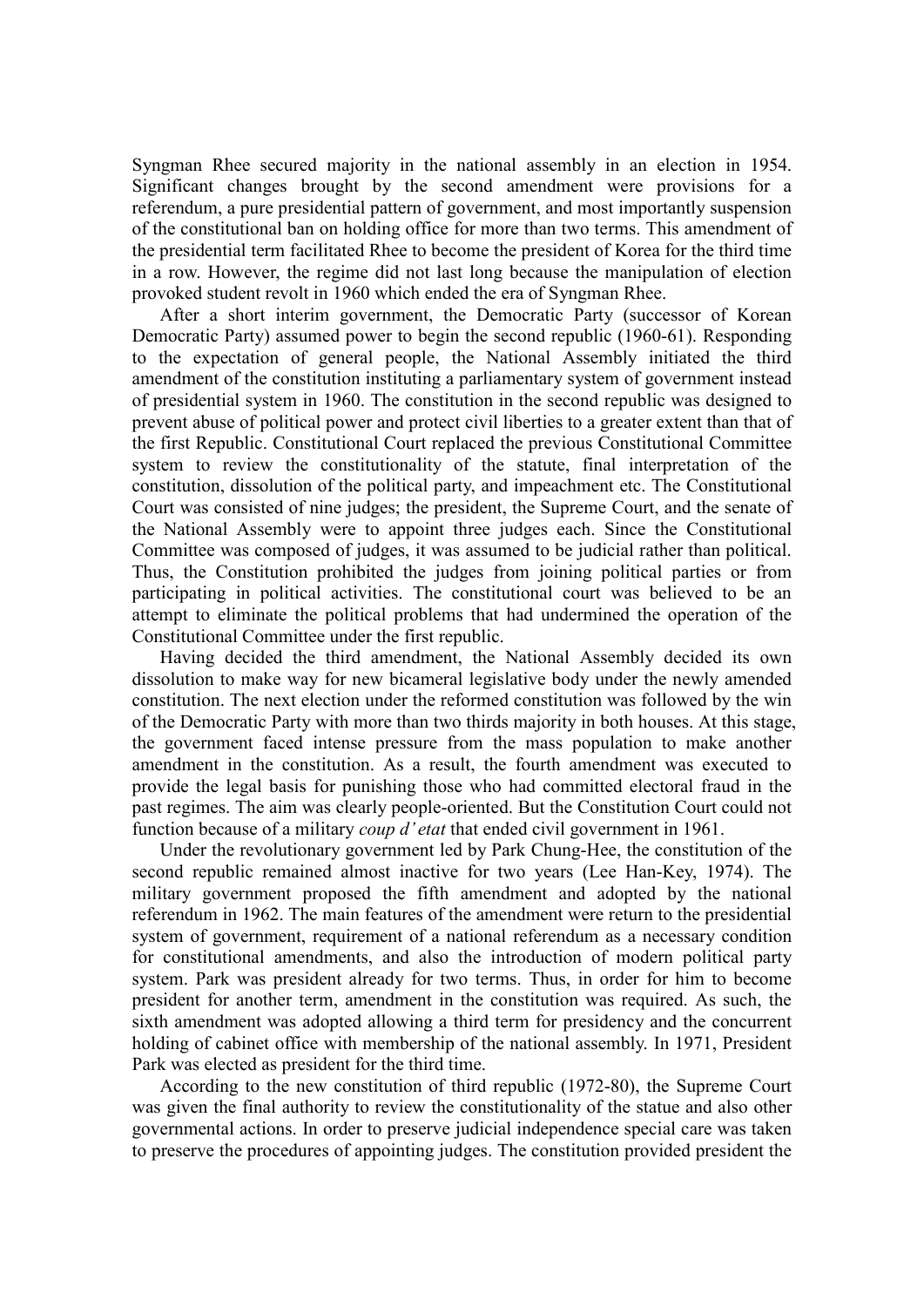Syngman Rhee secured majority in the national assembly in an election in 1954. Significant changes brought by the second amendment were provisions for a referendum, a pure presidential pattern of government, and most importantly suspension of the constitutional ban on holding office for more than two terms. This amendment of the presidential term facilitated Rhee to become the president of Korea for the third time in a row. However, the regime did not last long because the manipulation of election provoked student revolt in 1960 which ended the era of Syngman Rhee.

After a short interim government, the Democratic Party (successor of Korean Democratic Party) assumed power to begin the second republic (1960-61). Responding to the expectation of general people, the National Assembly initiated the third amendment of the constitution instituting a parliamentary system of government instead of presidential system in 1960. The constitution in the second republic was designed to prevent abuse of political power and protect civil liberties to a greater extent than that of the first Republic. Constitutional Court replaced the previous Constitutional Committee system to review the constitutionality of the statute, final interpretation of the constitution, dissolution of the political party, and impeachment etc. The Constitutional Court was consisted of nine judges; the president, the Supreme Court, and the senate of the National Assembly were to appoint three judges each. Since the Constitutional Committee was composed of judges, it was assumed to be judicial rather than political. Thus, the Constitution prohibited the judges from joining political parties or from participating in political activities. The constitutional court was believed to be an attempt to eliminate the political problems that had undermined the operation of the Constitutional Committee under the first republic.

Having decided the third amendment, the National Assembly decided its own dissolution to make way for new bicameral legislative body under the newly amended constitution. The next election under the reformed constitution was followed by the win of the Democratic Party with more than two thirds majority in both houses. At this stage, the government faced intense pressure from the mass population to make another amendment in the constitution. As a result, the fourth amendment was executed to provide the legal basis for punishing those who had committed electoral fraud in the past regimes. The aim was clearly people-oriented. But the Constitution Court could not function because of a military *coup d'etat* that ended civil government in 1961.

Under the revolutionary government led by Park Chung-Hee, the constitution of the second republic remained almost inactive for two years (Lee Han-Key, 1974). The military government proposed the fifth amendment and adopted by the national referendum in 1962. The main features of the amendment were return to the presidential system of government, requirement of a national referendum as a necessary condition for constitutional amendments, and also the introduction of modern political party system. Park was president already for two terms. Thus, in order for him to become president for another term, amendment in the constitution was required. As such, the sixth amendment was adopted allowing a third term for presidency and the concurrent holding of cabinet office with membership of the national assembly. In 1971, President Park was elected as president for the third time.

According to the new constitution of third republic (1972-80), the Supreme Court was given the final authority to review the constitutionality of the statue and also other governmental actions. In order to preserve judicial independence special care was taken to preserve the procedures of appointing judges. The constitution provided president the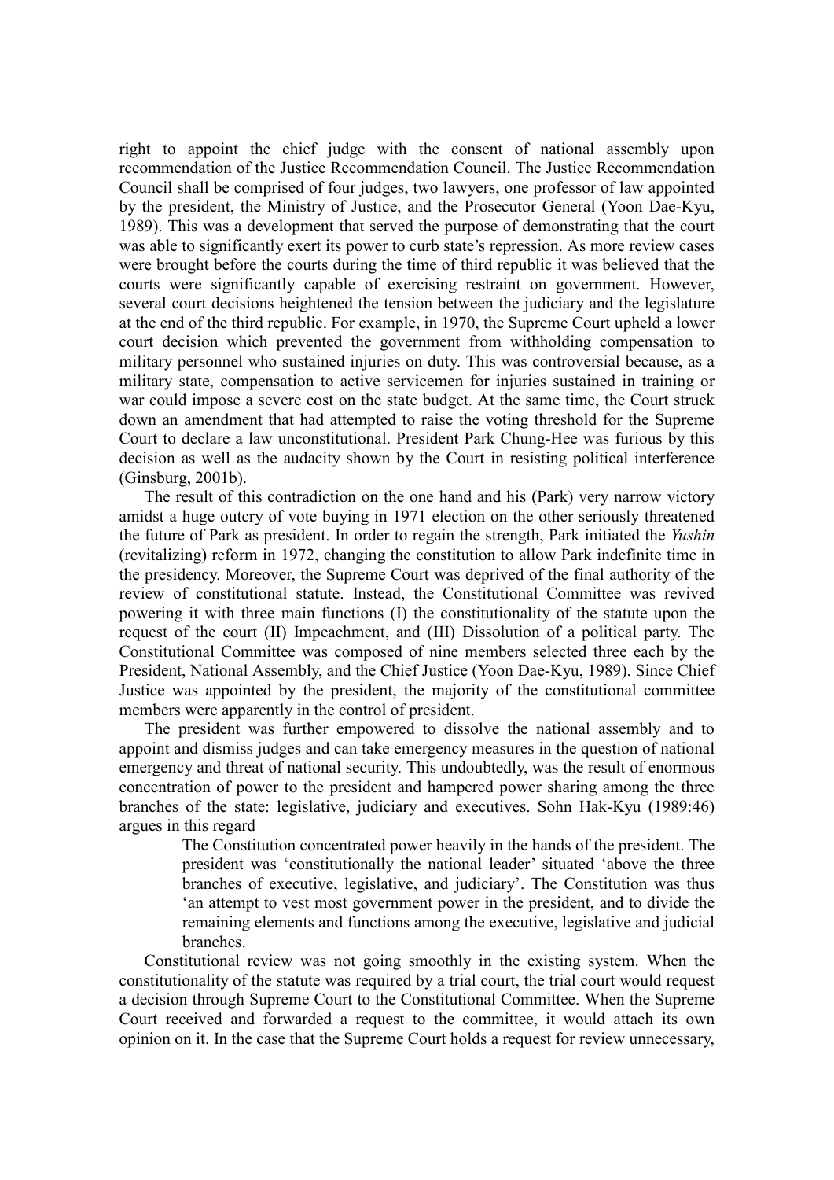right to appoint the chief judge with the consent of national assembly upon recommendation of the Justice Recommendation Council. The Justice Recommendation Council shall be comprised of four judges, two lawyers, one professor of law appointed by the president, the Ministry of Justice, and the Prosecutor General (Yoon Dae-Kyu, 1989). This was a development that served the purpose of demonstrating that the court was able to significantly exert its power to curb state's repression. As more review cases were brought before the courts during the time of third republic it was believed that the courts were significantly capable of exercising restraint on government. However, several court decisions heightened the tension between the judiciary and the legislature at the end of the third republic. For example, in 1970, the Supreme Court upheld a lower court decision which prevented the government from withholding compensation to military personnel who sustained injuries on duty. This was controversial because, as a military state, compensation to active servicemen for injuries sustained in training or war could impose a severe cost on the state budget. At the same time, the Court struck down an amendment that had attempted to raise the voting threshold for the Supreme Court to declare a law unconstitutional. President Park Chung-Hee was furious by this decision as well as the audacity shown by the Court in resisting political interference (Ginsburg, 2001b).

The result of this contradiction on the one hand and his (Park) very narrow victory amidst a huge outcry of vote buying in 1971 election on the other seriously threatened the future of Park as president. In order to regain the strength, Park initiated the *Yushin* (revitalizing) reform in 1972, changing the constitution to allow Park indefinite time in the presidency. Moreover, the Supreme Court was deprived of the final authority of the review of constitutional statute. Instead, the Constitutional Committee was revived powering it with three main functions (I) the constitutionality of the statute upon the request of the court (II) Impeachment, and (III) Dissolution of a political party. The Constitutional Committee was composed of nine members selected three each by the President, National Assembly, and the Chief Justice (Yoon Dae-Kyu, 1989). Since Chief Justice was appointed by the president, the majority of the constitutional committee members were apparently in the control of president.

The president was further empowered to dissolve the national assembly and to appoint and dismiss judges and can take emergency measures in the question of national emergency and threat of national security. This undoubtedly, was the result of enormous concentration of power to the president and hampered power sharing among the three branches of the state: legislative, judiciary and executives. Sohn Hak-Kyu (1989:46) argues in this regard

> The Constitution concentrated power heavily in the hands of the president. The president was 'constitutionally the national leader' situated 'above the three branches of executive, legislative, and judiciary'. The Constitution was thus 'an attempt to vest most government power in the president, and to divide the remaining elements and functions among the executive, legislative and judicial branches.

Constitutional review was not going smoothly in the existing system. When the constitutionality of the statute was required by a trial court, the trial court would request a decision through Supreme Court to the Constitutional Committee. When the Supreme Court received and forwarded a request to the committee, it would attach its own opinion on it. In the case that the Supreme Court holds a request for review unnecessary,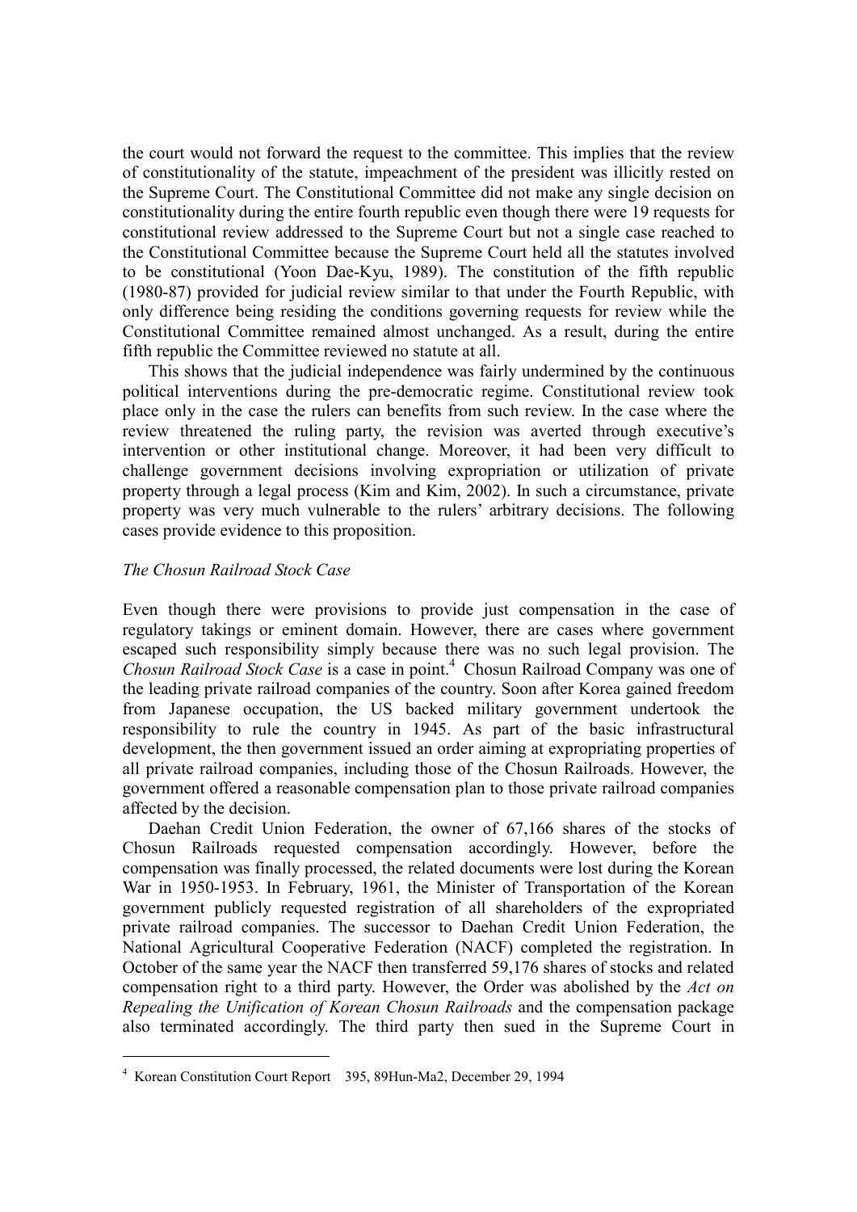the court would not forward the request to the committee. This implies that the review of constitutionality of the statute, impeachment of the president was illicitly rested on the Supreme Court. The Constitutional Committee did not make any single decision on constitutionality during the entire fourth republic even though there were 19 requests for constitutional review addressed to the Supreme Court but not a single case reached to the Constitutional Committee because the Supreme Court held all the statutes involved to be constitutional (Yoon Dae-Kyu, 1989). The constitution of the fifth republic (1980-87) provided for judicial review similar to that under the Fourth Republic, with only difference being residing the conditions governing requests for review while the Constitutional Committee remained almost unchanged. As a result, during the entire fifth republic the Committee reviewed no statute at all.

This shows that the judicial independence was fairly undermined by the continuous political interventions during the pre-democratic regime. Constitutional review took place only in the case the rulers can benefits from such review. In the case where the review threatened the ruling party, the revision was averted through executive's intervention or other institutional change. Moreover, it had been very difficult to challenge government decisions involving expropriation or utilization of private property through a legal process (Kim and Kim, 2002). In such a circumstance, private property was very much vulnerable to the rulers' arbitrary decisions. The following cases provide evidence to this proposition.

*The Chosun Railroad Stock Case*

Even though there were provisions to provide just compensation in the case of regulatory takings or eminent domain. However, there are cases where government escaped such responsibility simply because there was no such legal provision. The *Chosun Railroad Stock Case* is a case in point.[4] Chosun Railroad Company was one of the leading private railroad companies of the country. Soon after Korea gained freedom from Japanese occupation, the US backed military government undertook the responsibility to rule the country in 1945. As part of the basic infrastructural development, the then government issued an order aiming at expropriating properties of all private railroad companies, including those of the Chosun Railroads. However, the government offered a reasonable compensation plan to those private railroad companies affected by the decision.

Daehan Credit Union Federation, the owner of 67,166 shares of the stocks of Chosun Railroads requested compensation accordingly. However, before the compensation was finally processed, the related documents were lost during the Korean War in 1950-1953. In February, 1961, the Minister of Transportation of the Korean government publicly requested registration of all shareholders of the expropriated private railroad companies. The successor to Daehan Credit Union Federation, the National Agricultural Cooperative Federation (NACF) completed the registration. In October of the same year the NACF then transferred 59,176 shares of stocks and related compensation right to a third party. However, the Order was abolished by the *Act on Repealing the Unification of Korean Chosun Railroads* and the compensation package also terminated accordingly. The third party then sued in the Supreme Court in

---

[4] Korean Constitution Court Report 395, 89Hun-Ma2, December 29, 1994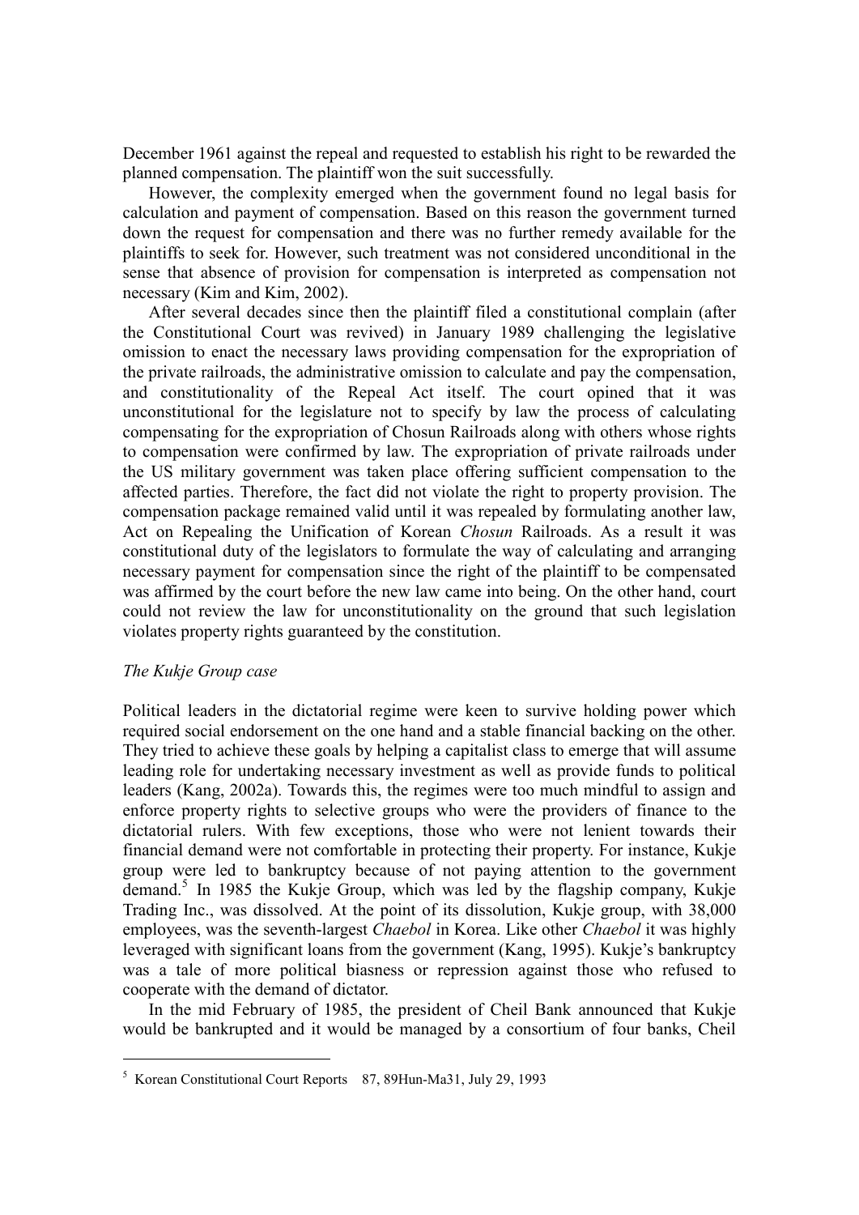December 1961 against the repeal and requested to establish his right to be rewarded the planned compensation. The plaintiff won the suit successfully.

However, the complexity emerged when the government found no legal basis for calculation and payment of compensation. Based on this reason the government turned down the request for compensation and there was no further remedy available for the plaintiffs to seek for. However, such treatment was not considered unconditional in the sense that absence of provision for compensation is interpreted as compensation not necessary (Kim and Kim, 2002).

After several decades since then the plaintiff filed a constitutional complain (after the Constitutional Court was revived) in January 1989 challenging the legislative omission to enact the necessary laws providing compensation for the expropriation of the private railroads, the administrative omission to calculate and pay the compensation, and constitutionality of the Repeal Act itself. The court opined that it was unconstitutional for the legislature not to specify by law the process of calculating compensating for the expropriation of Chosun Railroads along with others whose rights to compensation were confirmed by law. The expropriation of private railroads under the US military government was taken place offering sufficient compensation to the affected parties. Therefore, the fact did not violate the right to property provision. The compensation package remained valid until it was repealed by formulating another law, Act on Repealing the Unification of Korean *Chosun* Railroads. As a result it was constitutional duty of the legislators to formulate the way of calculating and arranging necessary payment for compensation since the right of the plaintiff to be compensated was affirmed by the court before the new law came into being. On the other hand, court could not review the law for unconstitutionality on the ground that such legislation violates property rights guaranteed by the constitution.

*The Kukje Group case*

Political leaders in the dictatorial regime were keen to survive holding power which required social endorsement on the one hand and a stable financial backing on the other. They tried to achieve these goals by helping a capitalist class to emerge that will assume leading role for undertaking necessary investment as well as provide funds to political leaders (Kang, 2002a). Towards this, the regimes were too much mindful to assign and enforce property rights to selective groups who were the providers of finance to the dictatorial rulers. With few exceptions, those who were not lenient towards their financial demand were not comfortable in protecting their property. For instance, Kukje group were led to bankruptcy because of not paying attention to the government demand.[5] In 1985 the Kukje Group, which was led by the flagship company, Kukje Trading Inc., was dissolved. At the point of its dissolution, Kukje group, with 38,000 employees, was the seventh-largest *Chaebol* in Korea. Like other *Chaebol* it was highly leveraged with significant loans from the government (Kang, 1995). Kukje's bankruptcy was a tale of more political biasness or repression against those who refused to cooperate with the demand of dictator.

In the mid February of 1985, the president of Cheil Bank announced that Kukje would be bankrupted and it would be managed by a consortium of four banks, Cheil

---

[5] Korean Constitutional Court Reports 87, 89Hun-Ma31, July 29, 1993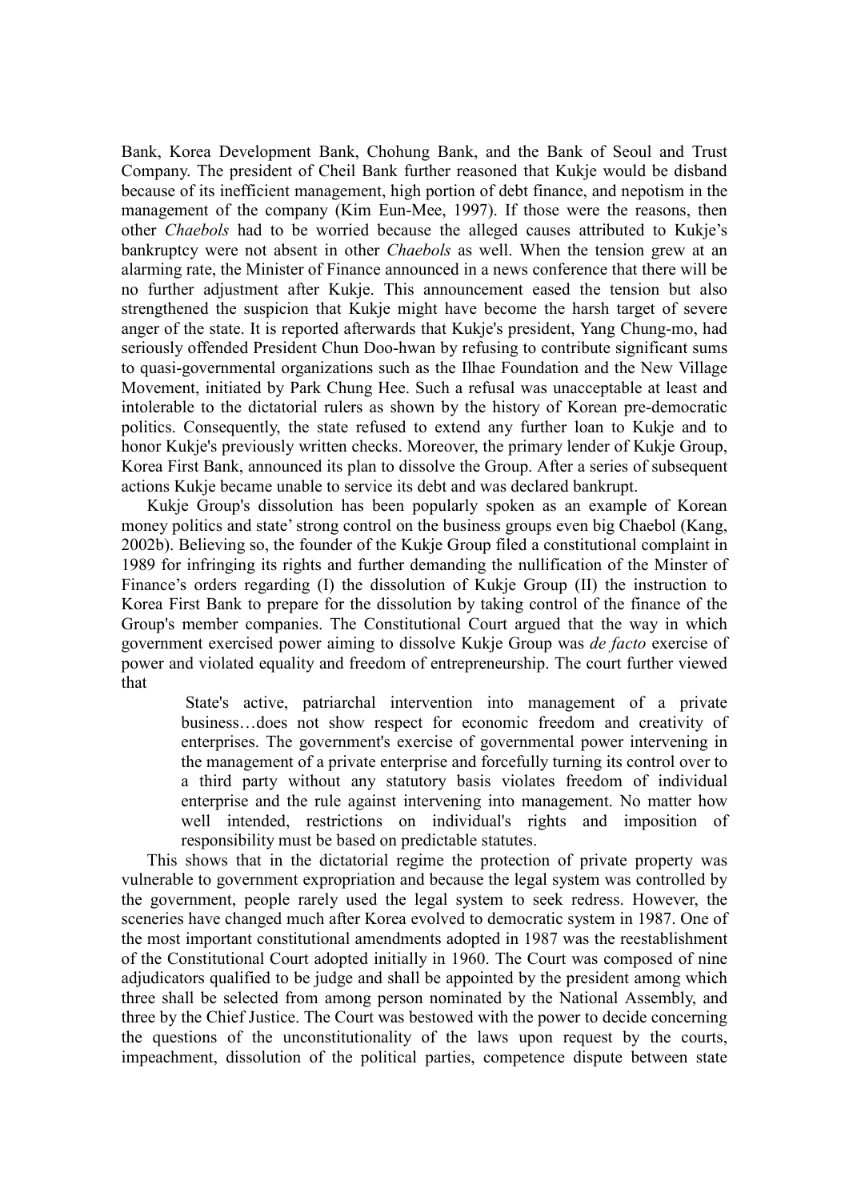Bank, Korea Development Bank, Chohung Bank, and the Bank of Seoul and Trust Company. The president of Cheil Bank further reasoned that Kukje would be disband because of its inefficient management, high portion of debt finance, and nepotism in the management of the company (Kim Eun-Mee, 1997). If those were the reasons, then other *Chaebols* had to be worried because the alleged causes attributed to Kukje's bankruptcy were not absent in other *Chaebols* as well. When the tension grew at an alarming rate, the Minister of Finance announced in a news conference that there will be no further adjustment after Kukje. This announcement eased the tension but also strengthened the suspicion that Kukje might have become the harsh target of severe anger of the state. It is reported afterwards that Kukje's president, Yang Chung-mo, had seriously offended President Chun Doo-hwan by refusing to contribute significant sums to quasi-governmental organizations such as the Ilhae Foundation and the New Village Movement, initiated by Park Chung Hee. Such a refusal was unacceptable at least and intolerable to the dictatorial rulers as shown by the history of Korean pre-democratic politics. Consequently, the state refused to extend any further loan to Kukje and to honor Kukje's previously written checks. Moreover, the primary lender of Kukje Group, Korea First Bank, announced its plan to dissolve the Group. After a series of subsequent actions Kukje became unable to service its debt and was declared bankrupt.

Kukje Group's dissolution has been popularly spoken as an example of Korean money politics and state' strong control on the business groups even big Chaebol (Kang, 2002b). Believing so, the founder of the Kukje Group filed a constitutional complaint in 1989 for infringing its rights and further demanding the nullification of the Minster of Finance's orders regarding (I) the dissolution of Kukje Group (II) the instruction to Korea First Bank to prepare for the dissolution by taking control of the finance of the Group's member companies. The Constitutional Court argued that the way in which government exercised power aiming to dissolve Kukje Group was *de facto* exercise of power and violated equality and freedom of entrepreneurship. The court further viewed that

> State's active, patriarchal intervention into management of a private business…does not show respect for economic freedom and creativity of enterprises. The government's exercise of governmental power intervening in the management of a private enterprise and forcefully turning its control over to a third party without any statutory basis violates freedom of individual enterprise and the rule against intervening into management. No matter how well intended, restrictions on individual's rights and imposition of responsibility must be based on predictable statutes.

This shows that in the dictatorial regime the protection of private property was vulnerable to government expropriation and because the legal system was controlled by the government, people rarely used the legal system to seek redress. However, the sceneries have changed much after Korea evolved to democratic system in 1987. One of the most important constitutional amendments adopted in 1987 was the reestablishment of the Constitutional Court adopted initially in 1960. The Court was composed of nine adjudicators qualified to be judge and shall be appointed by the president among which three shall be selected from among person nominated by the National Assembly, and three by the Chief Justice. The Court was bestowed with the power to decide concerning the questions of the unconstitutionality of the laws upon request by the courts, impeachment, dissolution of the political parties, competence dispute between state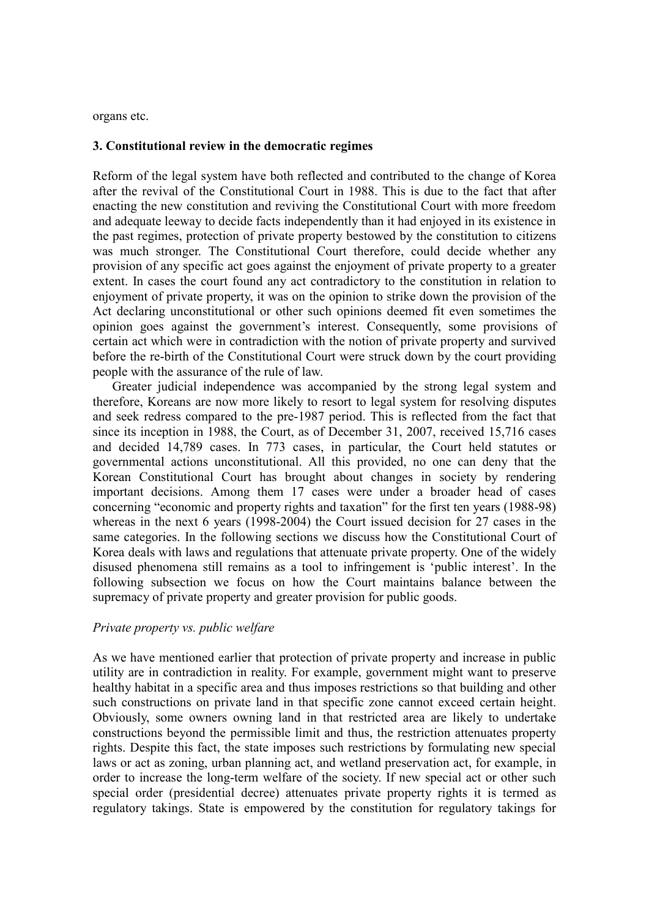organs etc.

## 3. Constitutional review in the democratic regimes

Reform of the legal system have both reflected and contributed to the change of Korea after the revival of the Constitutional Court in 1988. This is due to the fact that after enacting the new constitution and reviving the Constitutional Court with more freedom and adequate leeway to decide facts independently than it had enjoyed in its existence in the past regimes, protection of private property bestowed by the constitution to citizens was much stronger. The Constitutional Court therefore, could decide whether any provision of any specific act goes against the enjoyment of private property to a greater extent. In cases the court found any act contradictory to the constitution in relation to enjoyment of private property, it was on the opinion to strike down the provision of the Act declaring unconstitutional or other such opinions deemed fit even sometimes the opinion goes against the government's interest. Consequently, some provisions of certain act which were in contradiction with the notion of private property and survived before the re-birth of the Constitutional Court were struck down by the court providing people with the assurance of the rule of law.

Greater judicial independence was accompanied by the strong legal system and therefore, Koreans are now more likely to resort to legal system for resolving disputes and seek redress compared to the pre-1987 period. This is reflected from the fact that since its inception in 1988, the Court, as of December 31, 2007, received 15,716 cases and decided 14,789 cases. In 773 cases, in particular, the Court held statutes or governmental actions unconstitutional. All this provided, no one can deny that the Korean Constitutional Court has brought about changes in society by rendering important decisions. Among them 17 cases were under a broader head of cases concerning "economic and property rights and taxation" for the first ten years (1988-98) whereas in the next 6 years (1998-2004) the Court issued decision for 27 cases in the same categories. In the following sections we discuss how the Constitutional Court of Korea deals with laws and regulations that attenuate private property. One of the widely disused phenomena still remains as a tool to infringement is 'public interest'. In the following subsection we focus on how the Court maintains balance between the supremacy of private property and greater provision for public goods.

### *Private property vs. public welfare*

As we have mentioned earlier that protection of private property and increase in public utility are in contradiction in reality. For example, government might want to preserve healthy habitat in a specific area and thus imposes restrictions so that building and other such constructions on private land in that specific zone cannot exceed certain height. Obviously, some owners owning land in that restricted area are likely to undertake constructions beyond the permissible limit and thus, the restriction attenuates property rights. Despite this fact, the state imposes such restrictions by formulating new special laws or act as zoning, urban planning act, and wetland preservation act, for example, in order to increase the long-term welfare of the society. If new special act or other such special order (presidential decree) attenuates private property rights it is termed as regulatory takings. State is empowered by the constitution for regulatory takings for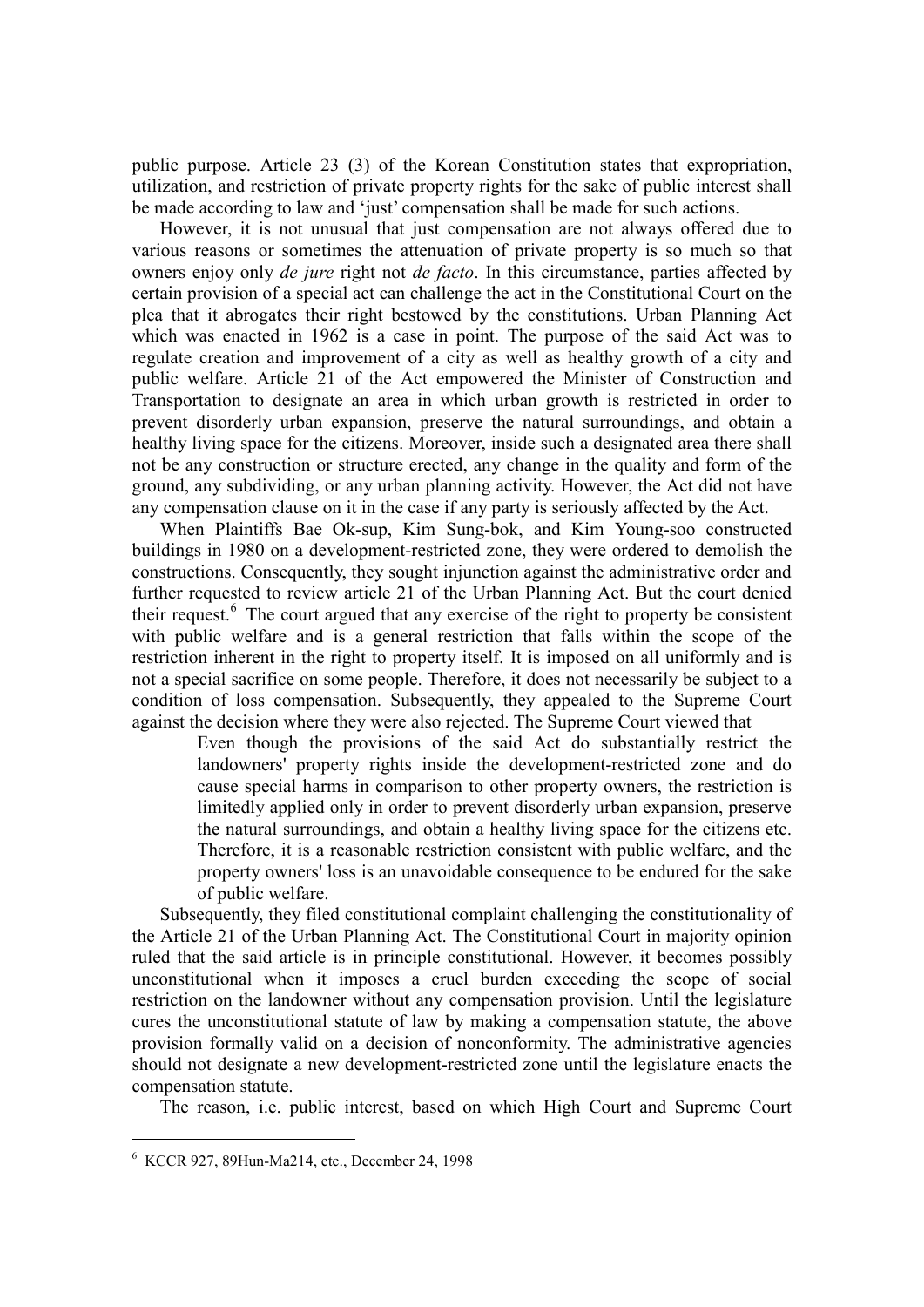public purpose. Article 23 (3) of the Korean Constitution states that expropriation, utilization, and restriction of private property rights for the sake of public interest shall be made according to law and 'just' compensation shall be made for such actions.

However, it is not unusual that just compensation are not always offered due to various reasons or sometimes the attenuation of private property is so much so that owners enjoy only *de jure* right not *de facto*. In this circumstance, parties affected by certain provision of a special act can challenge the act in the Constitutional Court on the plea that it abrogates their right bestowed by the constitutions. Urban Planning Act which was enacted in 1962 is a case in point. The purpose of the said Act was to regulate creation and improvement of a city as well as healthy growth of a city and public welfare. Article 21 of the Act empowered the Minister of Construction and Transportation to designate an area in which urban growth is restricted in order to prevent disorderly urban expansion, preserve the natural surroundings, and obtain a healthy living space for the citizens. Moreover, inside such a designated area there shall not be any construction or structure erected, any change in the quality and form of the ground, any subdividing, or any urban planning activity. However, the Act did not have any compensation clause on it in the case if any party is seriously affected by the Act.

When Plaintiffs Bae Ok-sup, Kim Sung-bok, and Kim Young-soo constructed buildings in 1980 on a development-restricted zone, they were ordered to demolish the constructions. Consequently, they sought injunction against the administrative order and further requested to review article 21 of the Urban Planning Act. But the court denied their request.[6] The court argued that any exercise of the right to property be consistent with public welfare and is a general restriction that falls within the scope of the restriction inherent in the right to property itself. It is imposed on all uniformly and is not a special sacrifice on some people. Therefore, it does not necessarily be subject to a condition of loss compensation. Subsequently, they appealed to the Supreme Court against the decision where they were also rejected. The Supreme Court viewed that

> Even though the provisions of the said Act do substantially restrict the landowners' property rights inside the development-restricted zone and do cause special harms in comparison to other property owners, the restriction is limitedly applied only in order to prevent disorderly urban expansion, preserve the natural surroundings, and obtain a healthy living space for the citizens etc. Therefore, it is a reasonable restriction consistent with public welfare, and the property owners' loss is an unavoidable consequence to be endured for the sake of public welfare.

Subsequently, they filed constitutional complaint challenging the constitutionality of the Article 21 of the Urban Planning Act. The Constitutional Court in majority opinion ruled that the said article is in principle constitutional. However, it becomes possibly unconstitutional when it imposes a cruel burden exceeding the scope of social restriction on the landowner without any compensation provision. Until the legislature cures the unconstitutional statute of law by making a compensation statute, the above provision formally valid on a decision of nonconformity. The administrative agencies should not designate a new development-restricted zone until the legislature enacts the compensation statute.

The reason, i.e. public interest, based on which High Court and Supreme Court

---

[6] KCCR 927, 89Hun-Ma214, etc., December 24, 1998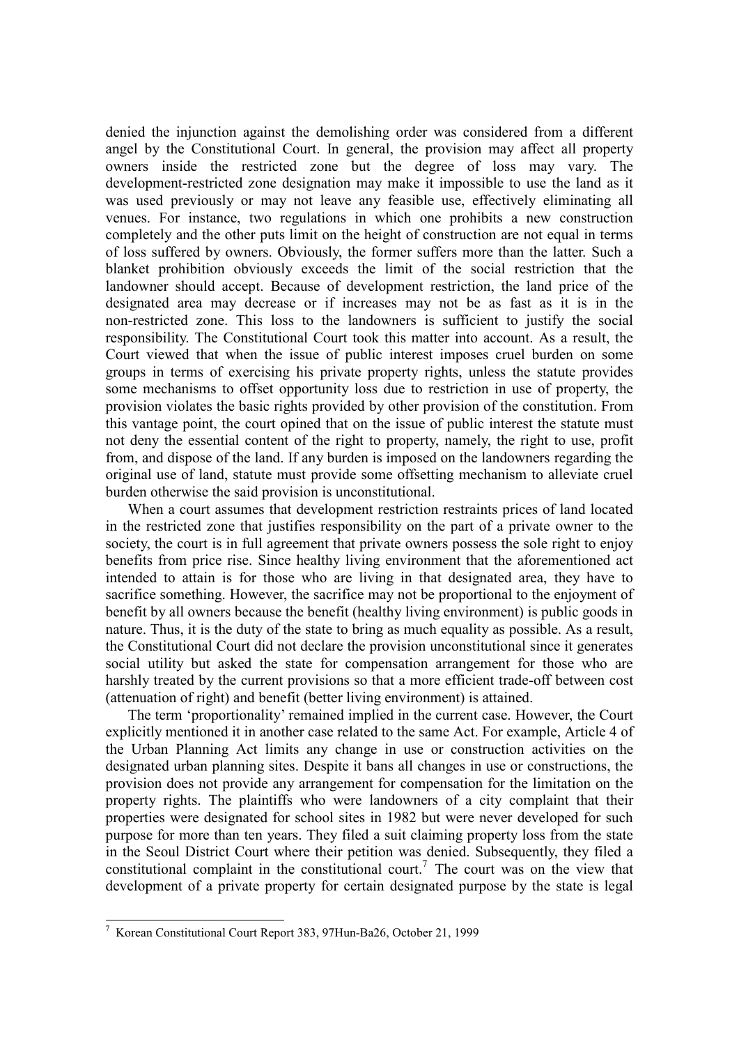denied the injunction against the demolishing order was considered from a different angel by the Constitutional Court. In general, the provision may affect all property owners inside the restricted zone but the degree of loss may vary. The development-restricted zone designation may make it impossible to use the land as it was used previously or may not leave any feasible use, effectively eliminating all venues. For instance, two regulations in which one prohibits a new construction completely and the other puts limit on the height of construction are not equal in terms of loss suffered by owners. Obviously, the former suffers more than the latter. Such a blanket prohibition obviously exceeds the limit of the social restriction that the landowner should accept. Because of development restriction, the land price of the designated area may decrease or if increases may not be as fast as it is in the non-restricted zone. This loss to the landowners is sufficient to justify the social responsibility. The Constitutional Court took this matter into account. As a result, the Court viewed that when the issue of public interest imposes cruel burden on some groups in terms of exercising his private property rights, unless the statute provides some mechanisms to offset opportunity loss due to restriction in use of property, the provision violates the basic rights provided by other provision of the constitution. From this vantage point, the court opined that on the issue of public interest the statute must not deny the essential content of the right to property, namely, the right to use, profit from, and dispose of the land. If any burden is imposed on the landowners regarding the original use of land, statute must provide some offsetting mechanism to alleviate cruel burden otherwise the said provision is unconstitutional.

When a court assumes that development restriction restraints prices of land located in the restricted zone that justifies responsibility on the part of a private owner to the society, the court is in full agreement that private owners possess the sole right to enjoy benefits from price rise. Since healthy living environment that the aforementioned act intended to attain is for those who are living in that designated area, they have to sacrifice something. However, the sacrifice may not be proportional to the enjoyment of benefit by all owners because the benefit (healthy living environment) is public goods in nature. Thus, it is the duty of the state to bring as much equality as possible. As a result, the Constitutional Court did not declare the provision unconstitutional since it generates social utility but asked the state for compensation arrangement for those who are harshly treated by the current provisions so that a more efficient trade-off between cost (attenuation of right) and benefit (better living environment) is attained.

The term 'proportionality' remained implied in the current case. However, the Court explicitly mentioned it in another case related to the same Act. For example, Article 4 of the Urban Planning Act limits any change in use or construction activities on the designated urban planning sites. Despite it bans all changes in use or constructions, the provision does not provide any arrangement for compensation for the limitation on the property rights. The plaintiffs who were landowners of a city complaint that their properties were designated for school sites in 1982 but were never developed for such purpose for more than ten years. They filed a suit claiming property loss from the state in the Seoul District Court where their petition was denied. Subsequently, they filed a constitutional complaint in the constitutional court.[7] The court was on the view that development of a private property for certain designated purpose by the state is legal

[7] Korean Constitutional Court Report 383, 97Hun-Ba26, October 21, 1999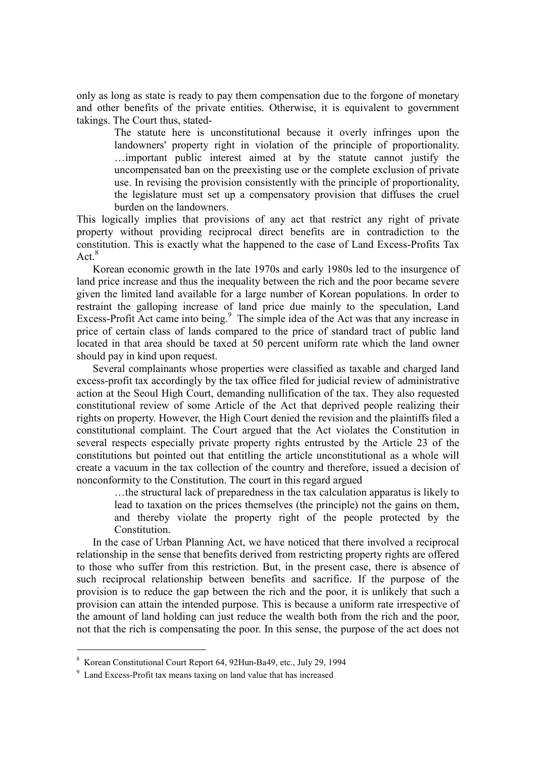only as long as state is ready to pay them compensation due to the forgone of monetary and other benefits of the private entities. Otherwise, it is equivalent to government takings. The Court thus, stated-

> The statute here is unconstitutional because it overly infringes upon the landowners' property right in violation of the principle of proportionality. …important public interest aimed at by the statute cannot justify the uncompensated ban on the preexisting use or the complete exclusion of private use. In revising the provision consistently with the principle of proportionality, the legislature must set up a compensatory provision that diffuses the cruel burden on the landowners.

This logically implies that provisions of any act that restrict any right of private property without providing reciprocal direct benefits are in contradiction to the constitution. This is exactly what the happened to the case of Land Excess-Profits Tax Act.[8]

Korean economic growth in the late 1970s and early 1980s led to the insurgence of land price increase and thus the inequality between the rich and the poor became severe given the limited land available for a large number of Korean populations. In order to restraint the galloping increase of land price due mainly to the speculation, Land Excess-Profit Act came into being.[9] The simple idea of the Act was that any increase in price of certain class of lands compared to the price of standard tract of public land located in that area should be taxed at 50 percent uniform rate which the land owner should pay in kind upon request.

Several complainants whose properties were classified as taxable and charged land excess-profit tax accordingly by the tax office filed for judicial review of administrative action at the Seoul High Court, demanding nullification of the tax. They also requested constitutional review of some Article of the Act that deprived people realizing their rights on property. However, the High Court denied the revision and the plaintiffs filed a constitutional complaint. The Court argued that the Act violates the Constitution in several respects especially private property rights entrusted by the Article 23 of the constitutions but pointed out that entitling the article unconstitutional as a whole will create a vacuum in the tax collection of the country and therefore, issued a decision of nonconformity to the Constitution. The court in this regard argued

> …the structural lack of preparedness in the tax calculation apparatus is likely to lead to taxation on the prices themselves (the principle) not the gains on them, and thereby violate the property right of the people protected by the Constitution.

In the case of Urban Planning Act, we have noticed that there involved a reciprocal relationship in the sense that benefits derived from restricting property rights are offered to those who suffer from this restriction. But, in the present case, there is absence of such reciprocal relationship between benefits and sacrifice. If the purpose of the provision is to reduce the gap between the rich and the poor, it is unlikely that such a provision can attain the intended purpose. This is because a uniform rate irrespective of the amount of land holding can just reduce the wealth both from the rich and the poor, not that the rich is compensating the poor. In this sense, the purpose of the act does not

---

[8] Korean Constitutional Court Report 64, 92Hun-Ba49, etc., July 29, 1994

[9] Land Excess-Profit tax means taxing on land value that has increased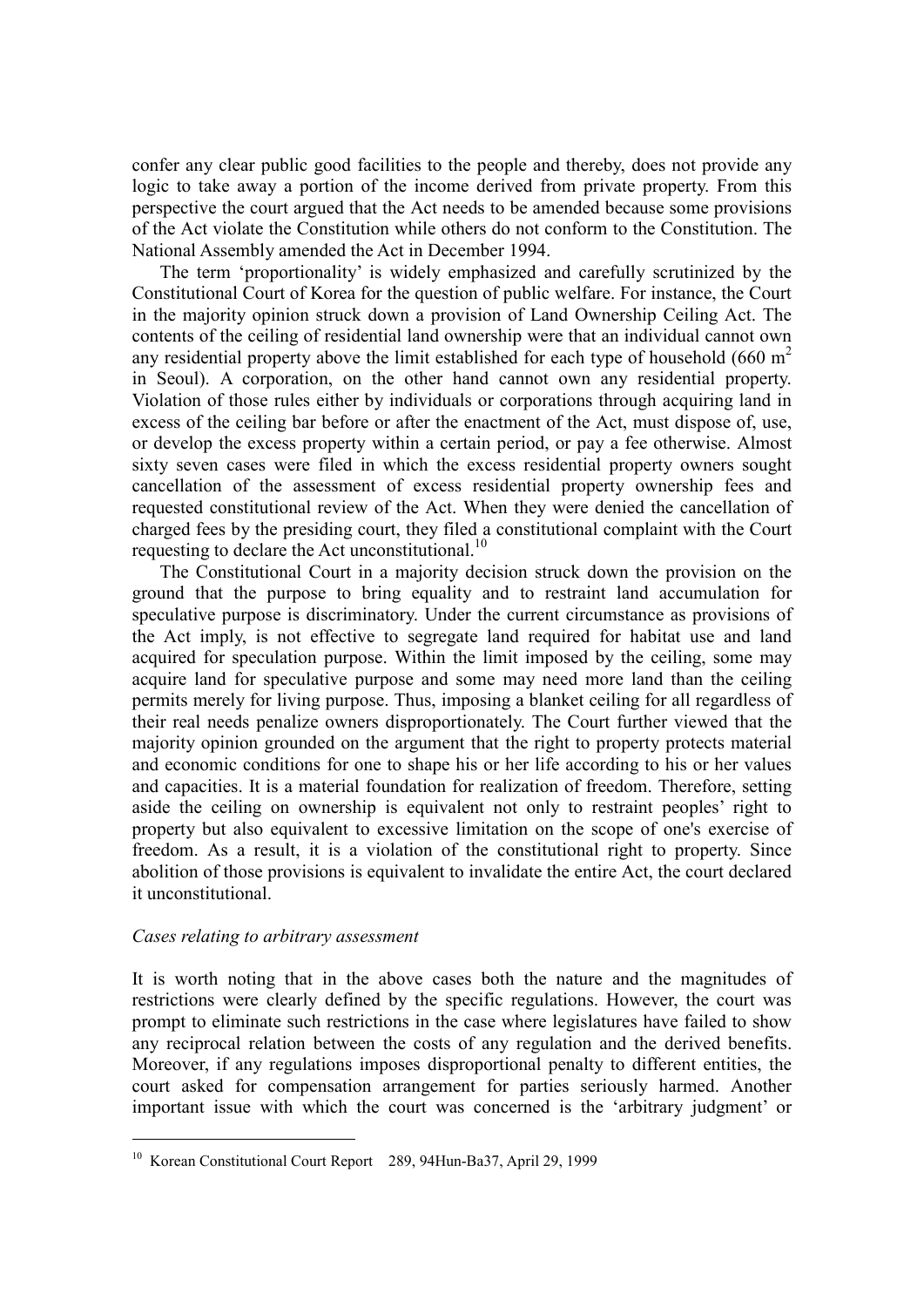confer any clear public good facilities to the people and thereby, does not provide any logic to take away a portion of the income derived from private property. From this perspective the court argued that the Act needs to be amended because some provisions of the Act violate the Constitution while others do not conform to the Constitution. The National Assembly amended the Act in December 1994.

The term 'proportionality' is widely emphasized and carefully scrutinized by the Constitutional Court of Korea for the question of public welfare. For instance, the Court in the majority opinion struck down a provision of Land Ownership Ceiling Act. The contents of the ceiling of residential land ownership were that an individual cannot own any residential property above the limit established for each type of household (660 m$^2$ in Seoul). A corporation, on the other hand cannot own any residential property. Violation of those rules either by individuals or corporations through acquiring land in excess of the ceiling bar before or after the enactment of the Act, must dispose of, use, or develop the excess property within a certain period, or pay a fee otherwise. Almost sixty seven cases were filed in which the excess residential property owners sought cancellation of the assessment of excess residential property ownership fees and requested constitutional review of the Act. When they were denied the cancellation of charged fees by the presiding court, they filed a constitutional complaint with the Court requesting to declare the Act unconstitutional.[10]

The Constitutional Court in a majority decision struck down the provision on the ground that the purpose to bring equality and to restraint land accumulation for speculative purpose is discriminatory. Under the current circumstance as provisions of the Act imply, is not effective to segregate land required for habitat use and land acquired for speculation purpose. Within the limit imposed by the ceiling, some may acquire land for speculative purpose and some may need more land than the ceiling permits merely for living purpose. Thus, imposing a blanket ceiling for all regardless of their real needs penalize owners disproportionately. The Court further viewed that the majority opinion grounded on the argument that the right to property protects material and economic conditions for one to shape his or her life according to his or her values and capacities. It is a material foundation for realization of freedom. Therefore, setting aside the ceiling on ownership is equivalent not only to restraint peoples' right to property but also equivalent to excessive limitation on the scope of one's exercise of freedom. As a result, it is a violation of the constitutional right to property. Since abolition of those provisions is equivalent to invalidate the entire Act, the court declared it unconstitutional.

*Cases relating to arbitrary assessment*

It is worth noting that in the above cases both the nature and the magnitudes of restrictions were clearly defined by the specific regulations. However, the court was prompt to eliminate such restrictions in the case where legislatures have failed to show any reciprocal relation between the costs of any regulation and the derived benefits. Moreover, if any regulations imposes disproportional penalty to different entities, the court asked for compensation arrangement for parties seriously harmed. Another important issue with which the court was concerned is the 'arbitrary judgment' or

---

[10] Korean Constitutional Court Report 289, 94Hun-Ba37, April 29, 1999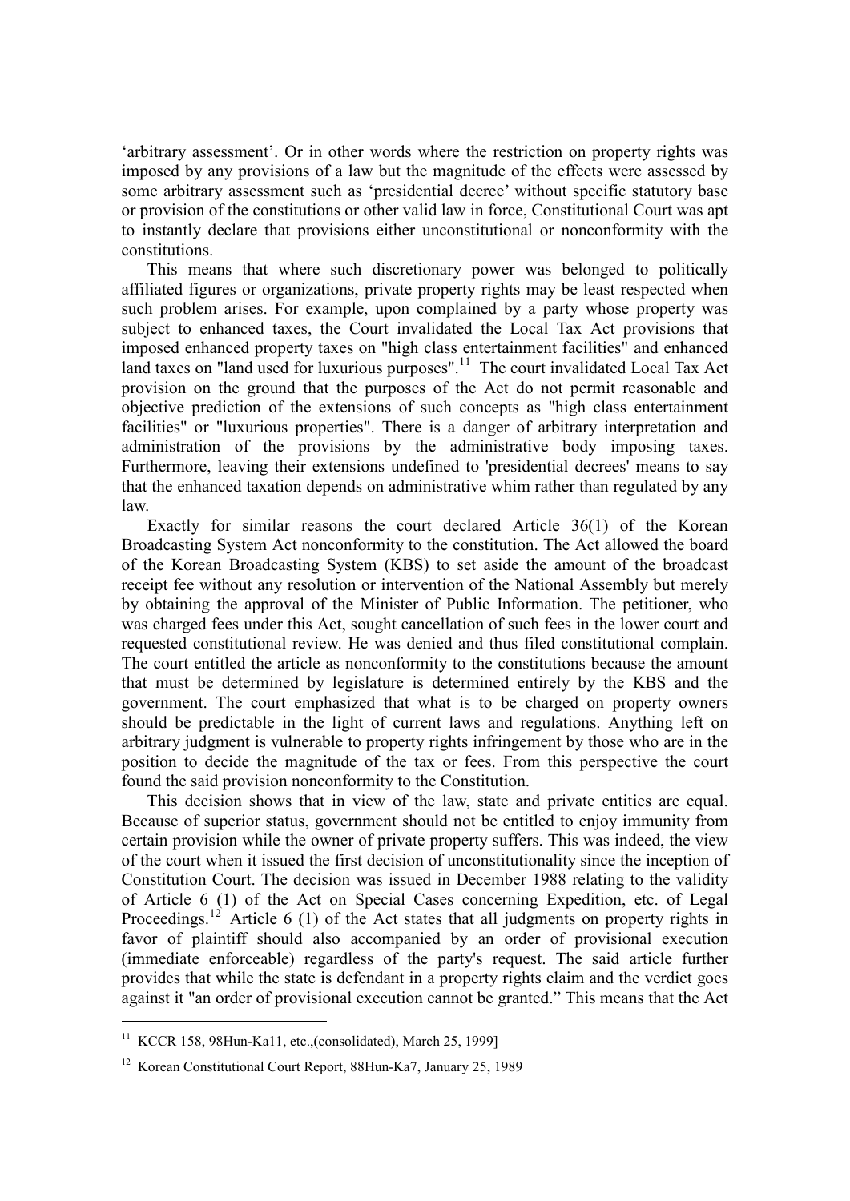'arbitrary assessment'. Or in other words where the restriction on property rights was imposed by any provisions of a law but the magnitude of the effects were assessed by some arbitrary assessment such as 'presidential decree' without specific statutory base or provision of the constitutions or other valid law in force, Constitutional Court was apt to instantly declare that provisions either unconstitutional or nonconformity with the constitutions.

This means that where such discretionary power was belonged to politically affiliated figures or organizations, private property rights may be least respected when such problem arises. For example, upon complained by a party whose property was subject to enhanced taxes, the Court invalidated the Local Tax Act provisions that imposed enhanced property taxes on "high class entertainment facilities" and enhanced land taxes on "land used for luxurious purposes".[11] The court invalidated Local Tax Act provision on the ground that the purposes of the Act do not permit reasonable and objective prediction of the extensions of such concepts as "high class entertainment facilities" or "luxurious properties". There is a danger of arbitrary interpretation and administration of the provisions by the administrative body imposing taxes. Furthermore, leaving their extensions undefined to 'presidential decrees' means to say that the enhanced taxation depends on administrative whim rather than regulated by any law.

Exactly for similar reasons the court declared Article 36(1) of the Korean Broadcasting System Act nonconformity to the constitution. The Act allowed the board of the Korean Broadcasting System (KBS) to set aside the amount of the broadcast receipt fee without any resolution or intervention of the National Assembly but merely by obtaining the approval of the Minister of Public Information. The petitioner, who was charged fees under this Act, sought cancellation of such fees in the lower court and requested constitutional review. He was denied and thus filed constitutional complain. The court entitled the article as nonconformity to the constitutions because the amount that must be determined by legislature is determined entirely by the KBS and the government. The court emphasized that what is to be charged on property owners should be predictable in the light of current laws and regulations. Anything left on arbitrary judgment is vulnerable to property rights infringement by those who are in the position to decide the magnitude of the tax or fees. From this perspective the court found the said provision nonconformity to the Constitution.

This decision shows that in view of the law, state and private entities are equal. Because of superior status, government should not be entitled to enjoy immunity from certain provision while the owner of private property suffers. This was indeed, the view of the court when it issued the first decision of unconstitutionality since the inception of Constitution Court. The decision was issued in December 1988 relating to the validity of Article 6 (1) of the Act on Special Cases concerning Expedition, etc. of Legal Proceedings.[12] Article 6 (1) of the Act states that all judgments on property rights in favor of plaintiff should also accompanied by an order of provisional execution (immediate enforceable) regardless of the party's request. The said article further provides that while the state is defendant in a property rights claim and the verdict goes against it "an order of provisional execution cannot be granted." This means that the Act

---

[11] KCCR 158, 98Hun-Ka11, etc.,(consolidated), March 25, 1999]

[12] Korean Constitutional Court Report, 88Hun-Ka7, January 25, 1989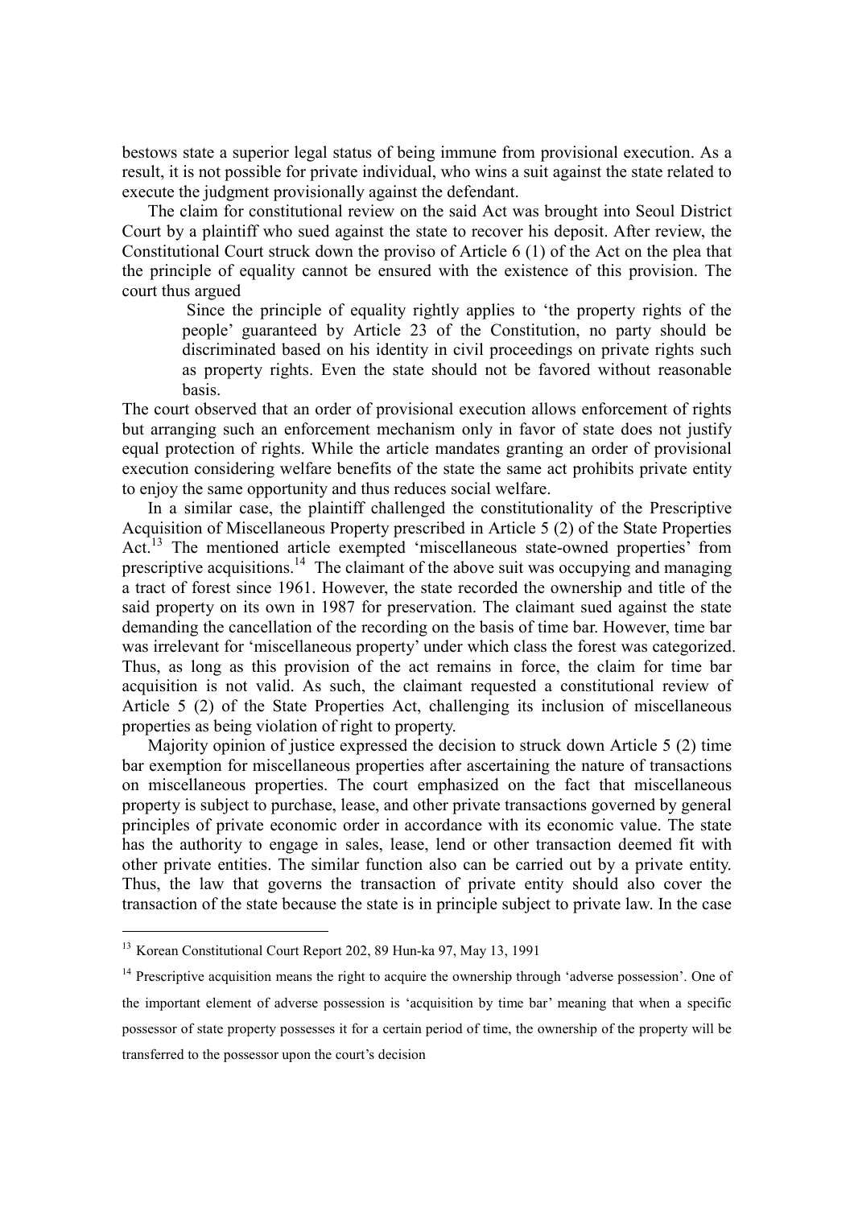bestows state a superior legal status of being immune from provisional execution. As a result, it is not possible for private individual, who wins a suit against the state related to execute the judgment provisionally against the defendant.

The claim for constitutional review on the said Act was brought into Seoul District Court by a plaintiff who sued against the state to recover his deposit. After review, the Constitutional Court struck down the proviso of Article 6 (1) of the Act on the plea that the principle of equality cannot be ensured with the existence of this provision. The court thus argued

> Since the principle of equality rightly applies to 'the property rights of the people' guaranteed by Article 23 of the Constitution, no party should be discriminated based on his identity in civil proceedings on private rights such as property rights. Even the state should not be favored without reasonable basis.

The court observed that an order of provisional execution allows enforcement of rights but arranging such an enforcement mechanism only in favor of state does not justify equal protection of rights. While the article mandates granting an order of provisional execution considering welfare benefits of the state the same act prohibits private entity to enjoy the same opportunity and thus reduces social welfare.

In a similar case, the plaintiff challenged the constitutionality of the Prescriptive Acquisition of Miscellaneous Property prescribed in Article 5 (2) of the State Properties Act.[13] The mentioned article exempted 'miscellaneous state-owned properties' from prescriptive acquisitions.[14] The claimant of the above suit was occupying and managing a tract of forest since 1961. However, the state recorded the ownership and title of the said property on its own in 1987 for preservation. The claimant sued against the state demanding the cancellation of the recording on the basis of time bar. However, time bar was irrelevant for 'miscellaneous property' under which class the forest was categorized. Thus, as long as this provision of the act remains in force, the claim for time bar acquisition is not valid. As such, the claimant requested a constitutional review of Article 5 (2) of the State Properties Act, challenging its inclusion of miscellaneous properties as being violation of right to property.

Majority opinion of justice expressed the decision to struck down Article 5 (2) time bar exemption for miscellaneous properties after ascertaining the nature of transactions on miscellaneous properties. The court emphasized on the fact that miscellaneous property is subject to purchase, lease, and other private transactions governed by general principles of private economic order in accordance with its economic value. The state has the authority to engage in sales, lease, lend or other transaction deemed fit with other private entities. The similar function also can be carried out by a private entity. Thus, the law that governs the transaction of private entity should also cover the transaction of the state because the state is in principle subject to private law. In the case

---

[13] Korean Constitutional Court Report 202, 89 Hun-ka 97, May 13, 1991

[14] Prescriptive acquisition means the right to acquire the ownership through 'adverse possession'. One of the important element of adverse possession is 'acquisition by time bar' meaning that when a specific possessor of state property possesses it for a certain period of time, the ownership of the property will be transferred to the possessor upon the court's decision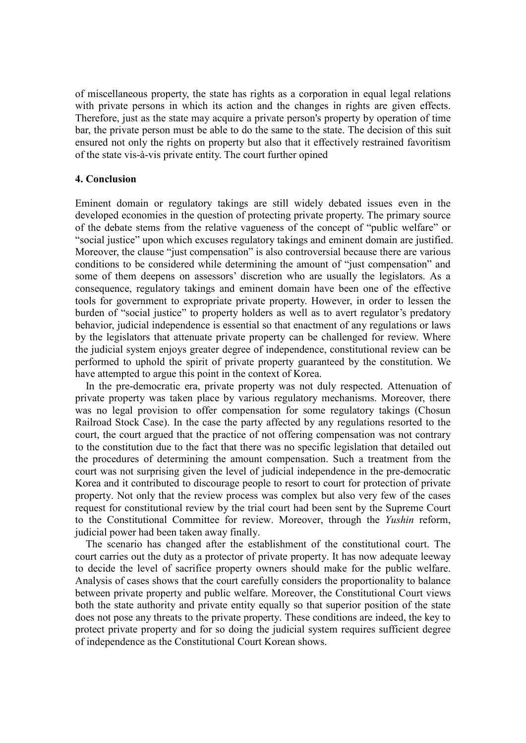of miscellaneous property, the state has rights as a corporation in equal legal relations with private persons in which its action and the changes in rights are given effects. Therefore, just as the state may acquire a private person's property by operation of time bar, the private person must be able to do the same to the state. The decision of this suit ensured not only the rights on property but also that it effectively restrained favoritism of the state vis-à-vis private entity. The court further opined

## 4. Conclusion

Eminent domain or regulatory takings are still widely debated issues even in the developed economies in the question of protecting private property. The primary source of the debate stems from the relative vagueness of the concept of "public welfare" or "social justice" upon which excuses regulatory takings and eminent domain are justified. Moreover, the clause "just compensation" is also controversial because there are various conditions to be considered while determining the amount of "just compensation" and some of them deepens on assessors' discretion who are usually the legislators. As a consequence, regulatory takings and eminent domain have been one of the effective tools for government to expropriate private property. However, in order to lessen the burden of "social justice" to property holders as well as to avert regulator's predatory behavior, judicial independence is essential so that enactment of any regulations or laws by the legislators that attenuate private property can be challenged for review. Where the judicial system enjoys greater degree of independence, constitutional review can be performed to uphold the spirit of private property guaranteed by the constitution. We have attempted to argue this point in the context of Korea.

In the pre-democratic era, private property was not duly respected. Attenuation of private property was taken place by various regulatory mechanisms. Moreover, there was no legal provision to offer compensation for some regulatory takings (Chosun Railroad Stock Case). In the case the party affected by any regulations resorted to the court, the court argued that the practice of not offering compensation was not contrary to the constitution due to the fact that there was no specific legislation that detailed out the procedures of determining the amount compensation. Such a treatment from the court was not surprising given the level of judicial independence in the pre-democratic Korea and it contributed to discourage people to resort to court for protection of private property. Not only that the review process was complex but also very few of the cases request for constitutional review by the trial court had been sent by the Supreme Court to the Constitutional Committee for review. Moreover, through the *Yushin* reform, judicial power had been taken away finally.

The scenario has changed after the establishment of the constitutional court. The court carries out the duty as a protector of private property. It has now adequate leeway to decide the level of sacrifice property owners should make for the public welfare. Analysis of cases shows that the court carefully considers the proportionality to balance between private property and public welfare. Moreover, the Constitutional Court views both the state authority and private entity equally so that superior position of the state does not pose any threats to the private property. These conditions are indeed, the key to protect private property and for so doing the judicial system requires sufficient degree of independence as the Constitutional Court Korean shows.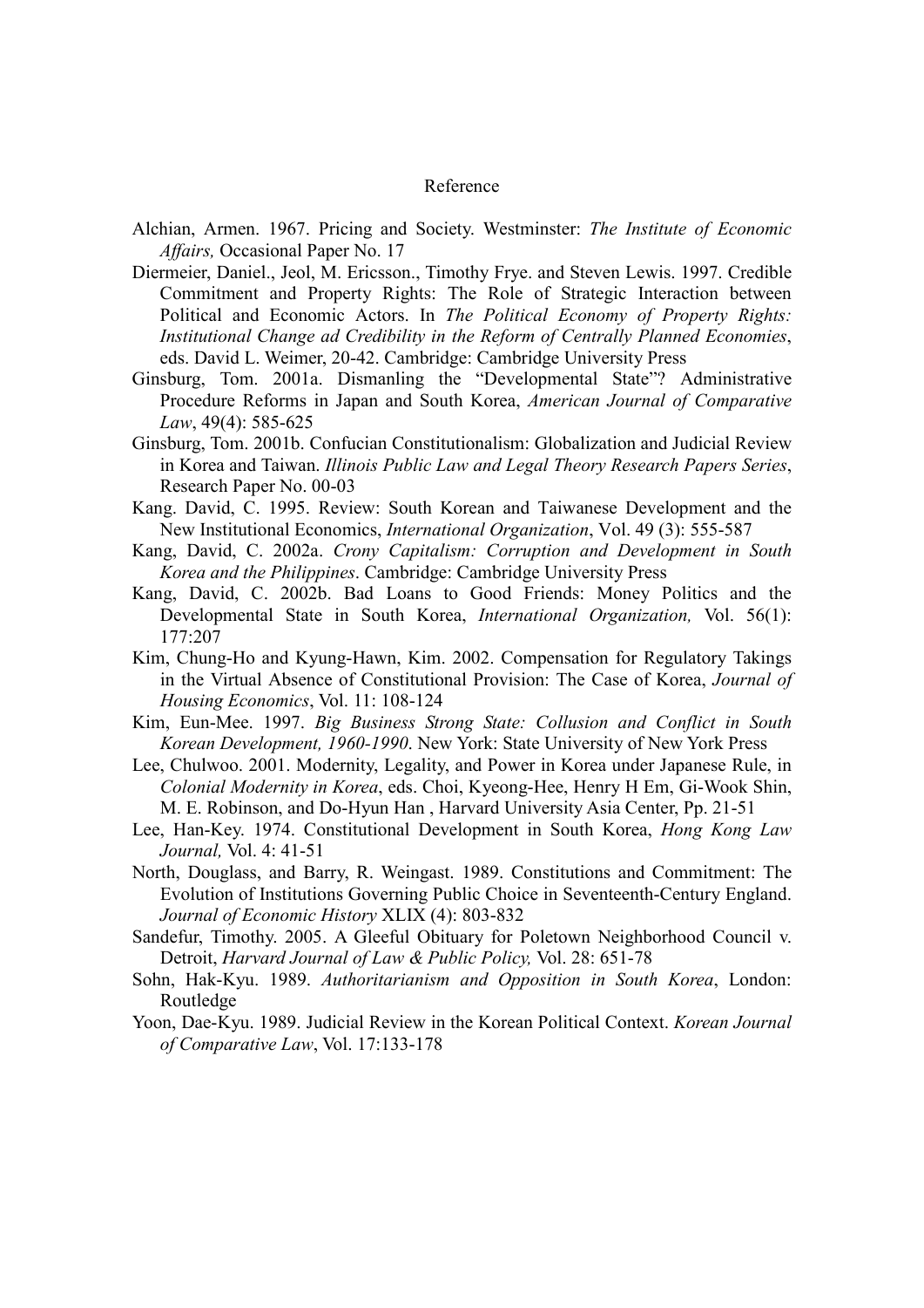# Reference

Alchian, Armen. 1967. Pricing and Society. Westminster: *The Institute of Economic Affairs,* Occasional Paper No. 17

Diermeier, Daniel., Jeol, M. Ericsson., Timothy Frye. and Steven Lewis. 1997. Credible Commitment and Property Rights: The Role of Strategic Interaction between Political and Economic Actors. In *The Political Economy of Property Rights: Institutional Change ad Credibility in the Reform of Centrally Planned Economies*, eds. David L. Weimer, 20-42. Cambridge: Cambridge University Press

Ginsburg, Tom. 2001a. Dismanling the "Developmental State"? Administrative Procedure Reforms in Japan and South Korea, *American Journal of Comparative Law*, 49(4): 585-625

Ginsburg, Tom. 2001b. Confucian Constitutionalism: Globalization and Judicial Review in Korea and Taiwan. *Illinois Public Law and Legal Theory Research Papers Series*, Research Paper No. 00-03

Kang. David, C. 1995. Review: South Korean and Taiwanese Development and the New Institutional Economics, *International Organization*, Vol. 49 (3): 555-587

Kang, David, C. 2002a. *Crony Capitalism: Corruption and Development in South Korea and the Philippines*. Cambridge: Cambridge University Press

Kang, David, C. 2002b. Bad Loans to Good Friends: Money Politics and the Developmental State in South Korea, *International Organization,* Vol. 56(1): 177:207

Kim, Chung-Ho and Kyung-Hawn, Kim. 2002. Compensation for Regulatory Takings in the Virtual Absence of Constitutional Provision: The Case of Korea, *Journal of Housing Economics*, Vol. 11: 108-124

Kim, Eun-Mee. 1997. *Big Business Strong State: Collusion and Conflict in South Korean Development, 1960-1990*. New York: State University of New York Press

Lee, Chulwoo. 2001. Modernity, Legality, and Power in Korea under Japanese Rule, in *Colonial Modernity in Korea*, eds. Choi, Kyeong-Hee, Henry H Em, Gi-Wook Shin, M. E. Robinson, and Do-Hyun Han , Harvard University Asia Center, Pp. 21-51

Lee, Han-Key. 1974. Constitutional Development in South Korea, *Hong Kong Law Journal,* Vol. 4: 41-51

North, Douglass, and Barry, R. Weingast. 1989. Constitutions and Commitment: The Evolution of Institutions Governing Public Choice in Seventeenth-Century England. *Journal of Economic History* XLIX (4): 803-832

Sandefur, Timothy. 2005. A Gleeful Obituary for Poletown Neighborhood Council v. Detroit, *Harvard Journal of Law & Public Policy,* Vol. 28: 651-78

Sohn, Hak-Kyu. 1989. *Authoritarianism and Opposition in South Korea*, London: Routledge

Yoon, Dae-Kyu. 1989. Judicial Review in the Korean Political Context. *Korean Journal of Comparative Law*, Vol. 17:133-178